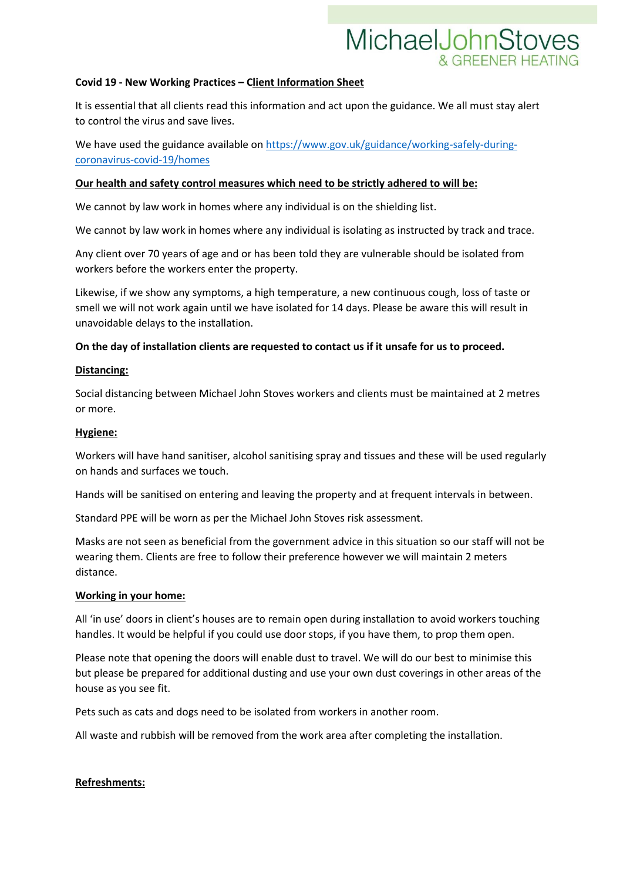# MichaelJohnStoves & GREENER HEATING

**Covid 19 - New Working Practices – Client Information Sheet**

It is essential that all clients read this information and act upon the guidance. We all must stay alert to control the virus and save lives.

We have used the guidance available on [https://www.gov.uk/guidance/working-safely-during-coronavirus-covid-19/homes](https://www.gov.uk/guidance/working-safely-during-coronavirus-covid-19/homes)

**Our health and safety control measures which need to be strictly adhered to will be:**

We cannot by law work in homes where any individual is on the shielding list.

We cannot by law work in homes where any individual is isolating as instructed by track and trace.

Any client over 70 years of age and or has been told they are vulnerable should be isolated from workers before the workers enter the property.

Likewise, if we show any symptoms, a high temperature, a new continuous cough, loss of taste or smell we will not work again until we have isolated for 14 days. Please be aware this will result in unavoidable delays to the installation.

**On the day of installation clients are requested to contact us if it unsafe for us to proceed.**

**Distancing:**

Social distancing between Michael John Stoves workers and clients must be maintained at 2 metres or more.

**Hygiene:**

Workers will have hand sanitiser, alcohol sanitising spray and tissues and these will be used regularly on hands and surfaces we touch.

Hands will be sanitised on entering and leaving the property and at frequent intervals in between.

Standard PPE will be worn as per the Michael John Stoves risk assessment.

Masks are not seen as beneficial from the government advice in this situation so our staff will not be wearing them. Clients are free to follow their preference however we will maintain 2 meters distance.

**Working in your home:**

All 'in use' doors in client's houses are to remain open during installation to avoid workers touching handles. It would be helpful if you could use door stops, if you have them, to prop them open.

Please note that opening the doors will enable dust to travel. We will do our best to minimise this but please be prepared for additional dusting and use your own dust coverings in other areas of the house as you see fit.

Pets such as cats and dogs need to be isolated from workers in another room.

All waste and rubbish will be removed from the work area after completing the installation.

**Refreshments:**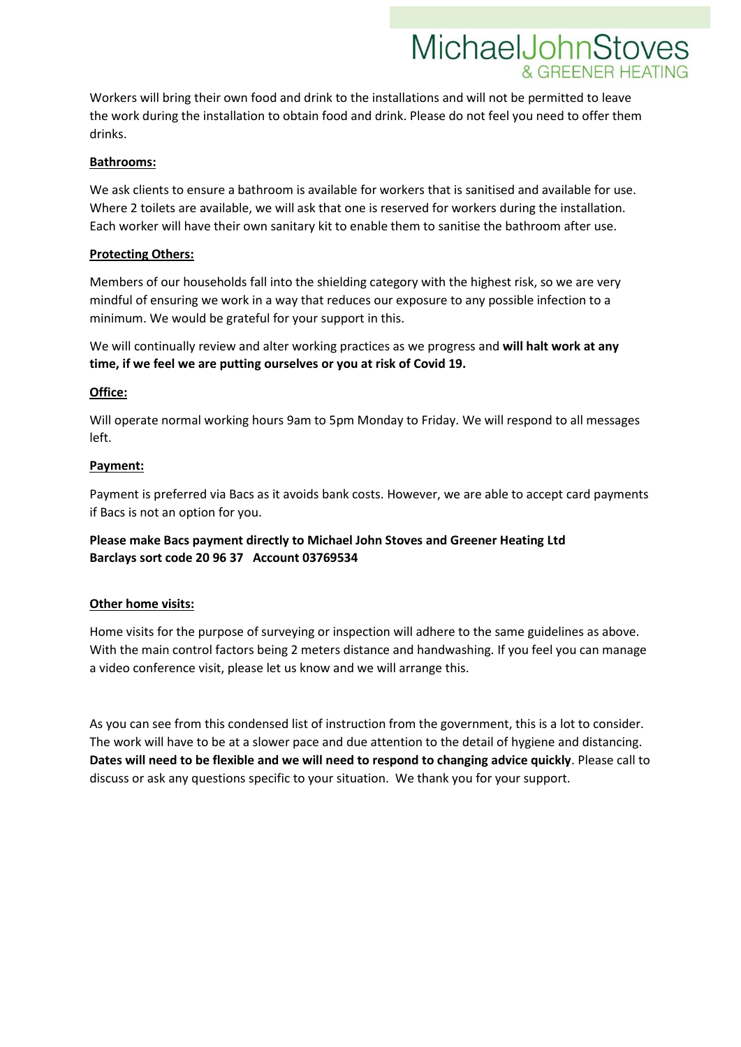Workers will bring their own food and drink to the installations and will not be permitted to leave the work during the installation to obtain food and drink. Please do not feel you need to offer them drinks.

**Bathrooms:**

We ask clients to ensure a bathroom is available for workers that is sanitised and available for use. Where 2 toilets are available, we will ask that one is reserved for workers during the installation. Each worker will have their own sanitary kit to enable them to sanitise the bathroom after use.

**Protecting Others:**

Members of our households fall into the shielding category with the highest risk, so we are very mindful of ensuring we work in a way that reduces our exposure to any possible infection to a minimum. We would be grateful for your support in this.

We will continually review and alter working practices as we progress and **will halt work at any time, if we feel we are putting ourselves or you at risk of Covid 19.**

**Office:**

Will operate normal working hours 9am to 5pm Monday to Friday. We will respond to all messages left.

**Payment:**

Payment is preferred via Bacs as it avoids bank costs. However, we are able to accept card payments if Bacs is not an option for you.

**Please make Bacs payment directly to Michael John Stoves and Greener Heating Ltd**
**Barclays sort code 20 96 37 Account 03769534**

**Other home visits:**

Home visits for the purpose of surveying or inspection will adhere to the same guidelines as above. With the main control factors being 2 meters distance and handwashing. If you feel you can manage a video conference visit, please let us know and we will arrange this.

As you can see from this condensed list of instruction from the government, this is a lot to consider. The work will have to be at a slower pace and due attention to the detail of hygiene and distancing. **Dates will need to be flexible and we will need to respond to changing advice quickly**. Please call to discuss or ask any questions specific to your situation. We thank you for your support.